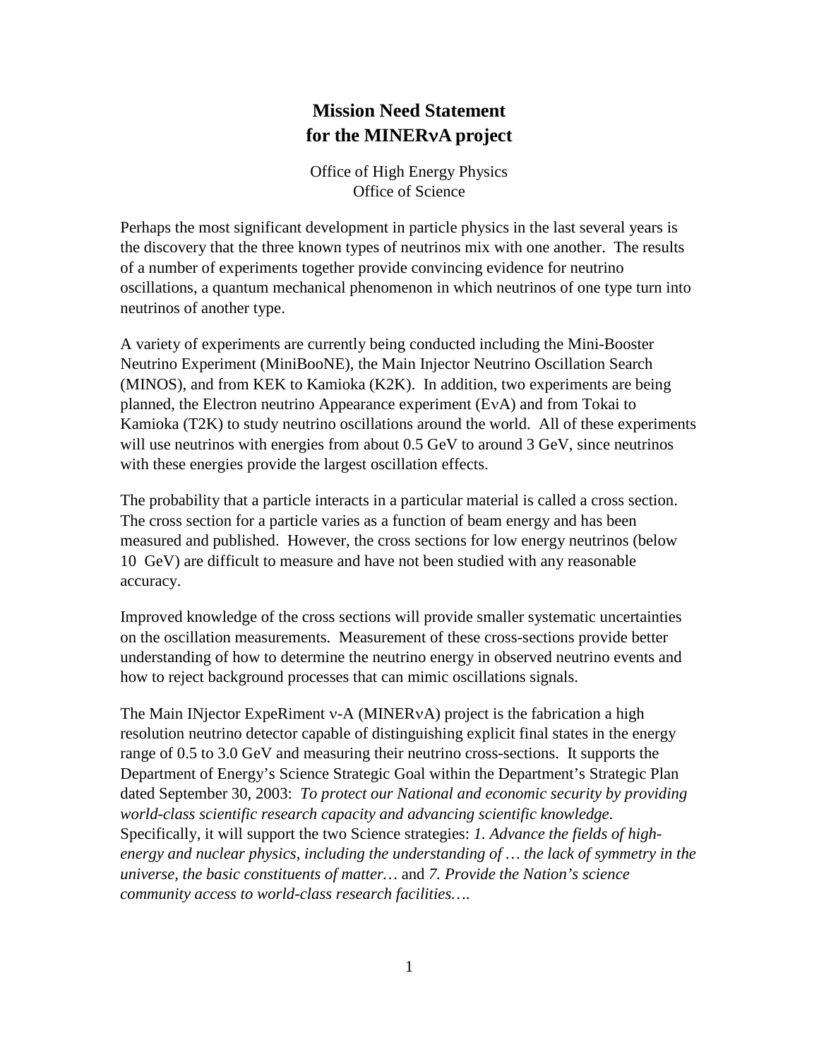# Mission Need Statement
# for the MINERνA project

Office of High Energy Physics
Office of Science

Perhaps the most significant development in particle physics in the last several years is the discovery that the three known types of neutrinos mix with one another. The results of a number of experiments together provide convincing evidence for neutrino oscillations, a quantum mechanical phenomenon in which neutrinos of one type turn into neutrinos of another type.

A variety of experiments are currently being conducted including the Mini-Booster Neutrino Experiment (MiniBooNE), the Main Injector Neutrino Oscillation Search (MINOS), and from KEK to Kamioka (K2K). In addition, two experiments are being planned, the Electron neutrino Appearance experiment (EνA) and from Tokai to Kamioka (T2K) to study neutrino oscillations around the world. All of these experiments will use neutrinos with energies from about 0.5 GeV to around 3 GeV, since neutrinos with these energies provide the largest oscillation effects.

The probability that a particle interacts in a particular material is called a cross section. The cross section for a particle varies as a function of beam energy and has been measured and published. However, the cross sections for low energy neutrinos (below 10 GeV) are difficult to measure and have not been studied with any reasonable accuracy.

Improved knowledge of the cross sections will provide smaller systematic uncertainties on the oscillation measurements. Measurement of these cross-sections provide better understanding of how to determine the neutrino energy in observed neutrino events and how to reject background processes that can mimic oscillations signals.

The Main INjector ExpeRiment ν-A (MINERνA) project is the fabrication a high resolution neutrino detector capable of distinguishing explicit final states in the energy range of 0.5 to 3.0 GeV and measuring their neutrino cross-sections. It supports the Department of Energy's Science Strategic Goal within the Department's Strategic Plan dated September 30, 2003: *To protect our National and economic security by providing world-class scientific research capacity and advancing scientific knowledge*. Specifically, it will support the two Science strategies: *1. Advance the fields of high-energy and nuclear physics, including the understanding of … the lack of symmetry in the universe, the basic constituents of matter…* and *7. Provide the Nation's science community access to world-class research facilities….*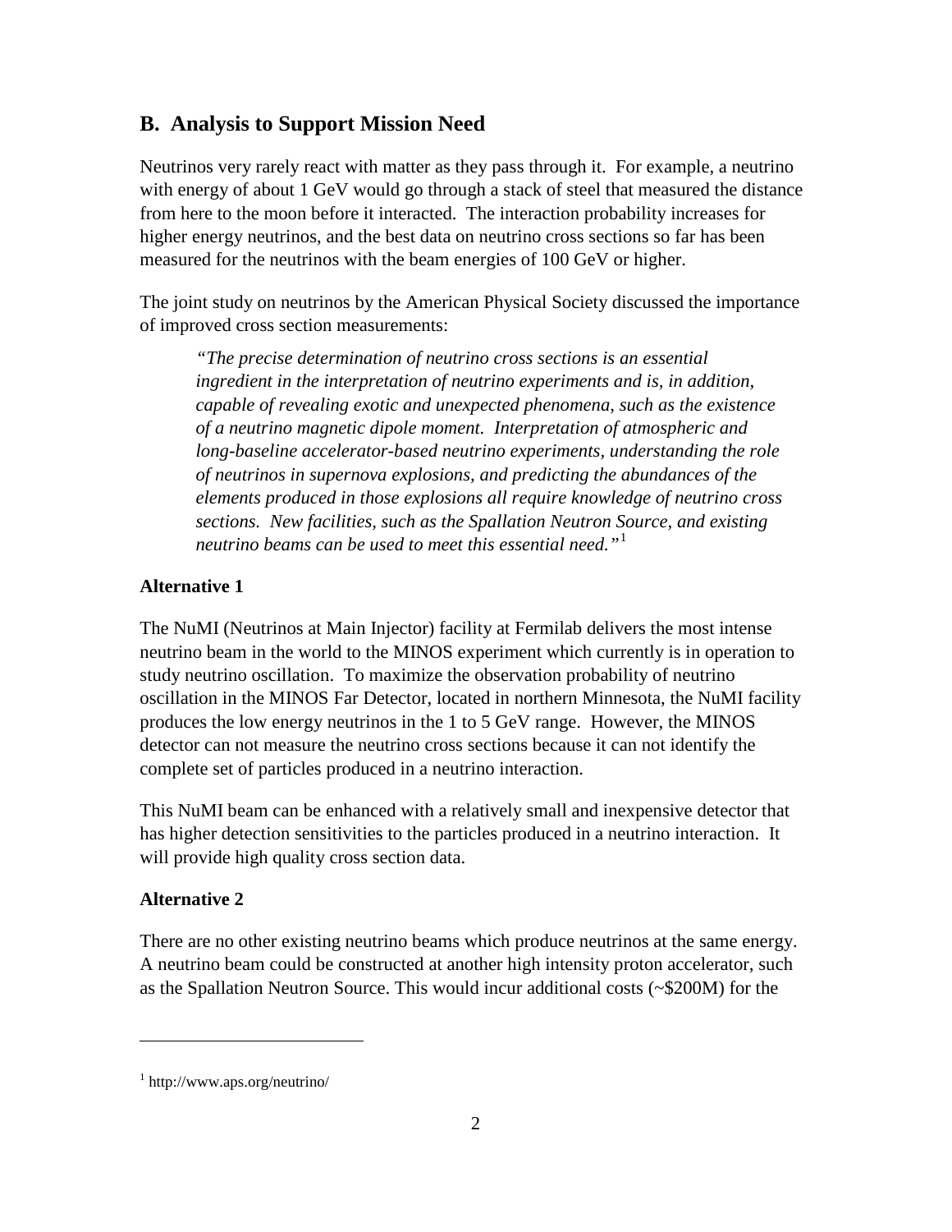## B. Analysis to Support Mission Need

Neutrinos very rarely react with matter as they pass through it. For example, a neutrino with energy of about 1 GeV would go through a stack of steel that measured the distance from here to the moon before it interacted. The interaction probability increases for higher energy neutrinos, and the best data on neutrino cross sections so far has been measured for the neutrinos with the beam energies of 100 GeV or higher.

The joint study on neutrinos by the American Physical Society discussed the importance of improved cross section measurements:

> *"The precise determination of neutrino cross sections is an essential ingredient in the interpretation of neutrino experiments and is, in addition, capable of revealing exotic and unexpected phenomena, such as the existence of a neutrino magnetic dipole moment. Interpretation of atmospheric and long-baseline accelerator-based neutrino experiments, understanding the role of neutrinos in supernova explosions, and predicting the abundances of the elements produced in those explosions all require knowledge of neutrino cross sections. New facilities, such as the Spallation Neutron Source, and existing neutrino beams can be used to meet this essential need."*[1]

### Alternative 1

The NuMI (Neutrinos at Main Injector) facility at Fermilab delivers the most intense neutrino beam in the world to the MINOS experiment which currently is in operation to study neutrino oscillation. To maximize the observation probability of neutrino oscillation in the MINOS Far Detector, located in northern Minnesota, the NuMI facility produces the low energy neutrinos in the 1 to 5 GeV range. However, the MINOS detector can not measure the neutrino cross sections because it can not identify the complete set of particles produced in a neutrino interaction.

This NuMI beam can be enhanced with a relatively small and inexpensive detector that has higher detection sensitivities to the particles produced in a neutrino interaction. It will provide high quality cross section data.

### Alternative 2

There are no other existing neutrino beams which produce neutrinos at the same energy. A neutrino beam could be constructed at another high intensity proton accelerator, such as the Spallation Neutron Source. This would incur additional costs (~$200M) for the

---

[1] http://www.aps.org/neutrino/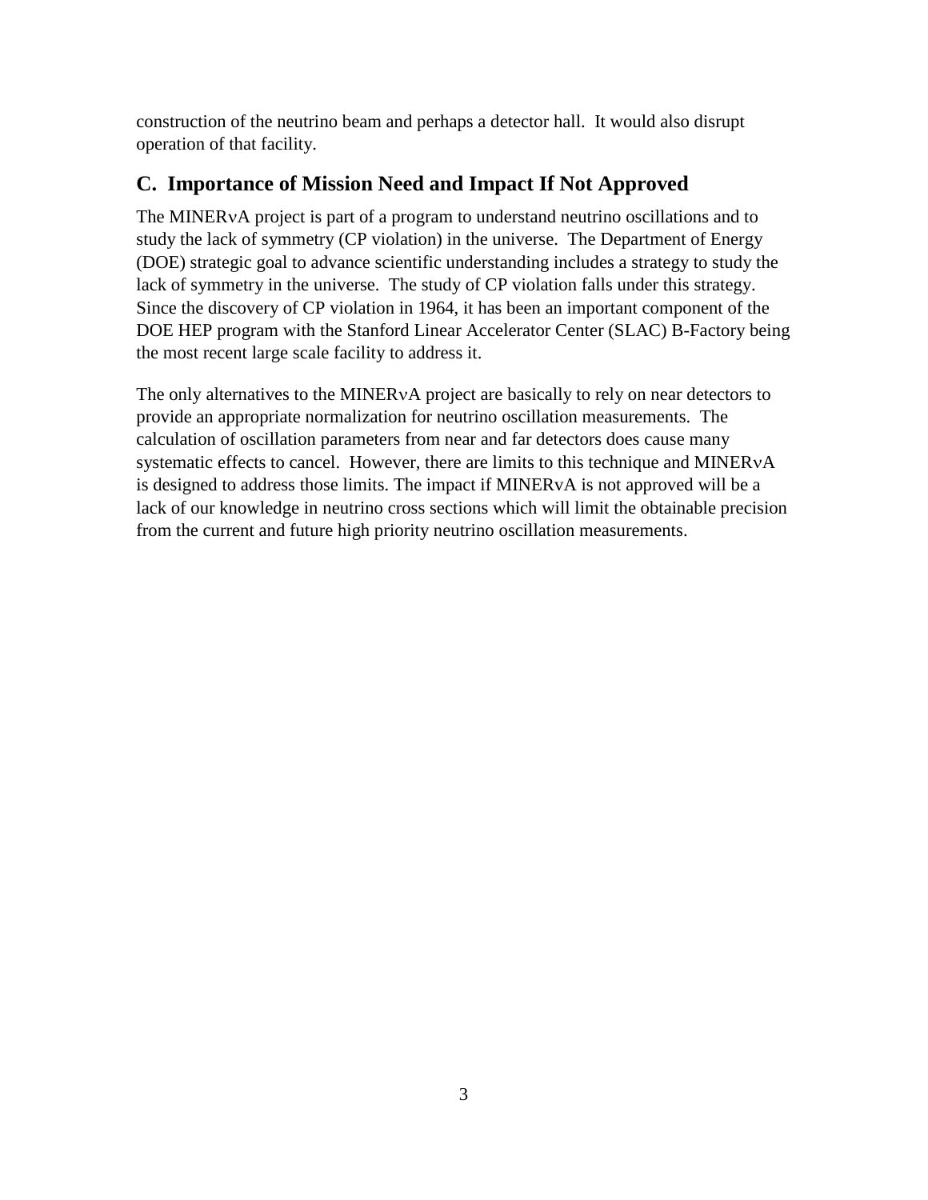construction of the neutrino beam and perhaps a detector hall. It would also disrupt operation of that facility.

## C. Importance of Mission Need and Impact If Not Approved

The MINERνA project is part of a program to understand neutrino oscillations and to study the lack of symmetry (CP violation) in the universe. The Department of Energy (DOE) strategic goal to advance scientific understanding includes a strategy to study the lack of symmetry in the universe. The study of CP violation falls under this strategy. Since the discovery of CP violation in 1964, it has been an important component of the DOE HEP program with the Stanford Linear Accelerator Center (SLAC) B-Factory being the most recent large scale facility to address it.

The only alternatives to the MINERνA project are basically to rely on near detectors to provide an appropriate normalization for neutrino oscillation measurements. The calculation of oscillation parameters from near and far detectors does cause many systematic effects to cancel. However, there are limits to this technique and MINERνA is designed to address those limits. The impact if MINERνA is not approved will be a lack of our knowledge in neutrino cross sections which will limit the obtainable precision from the current and future high priority neutrino oscillation measurements.